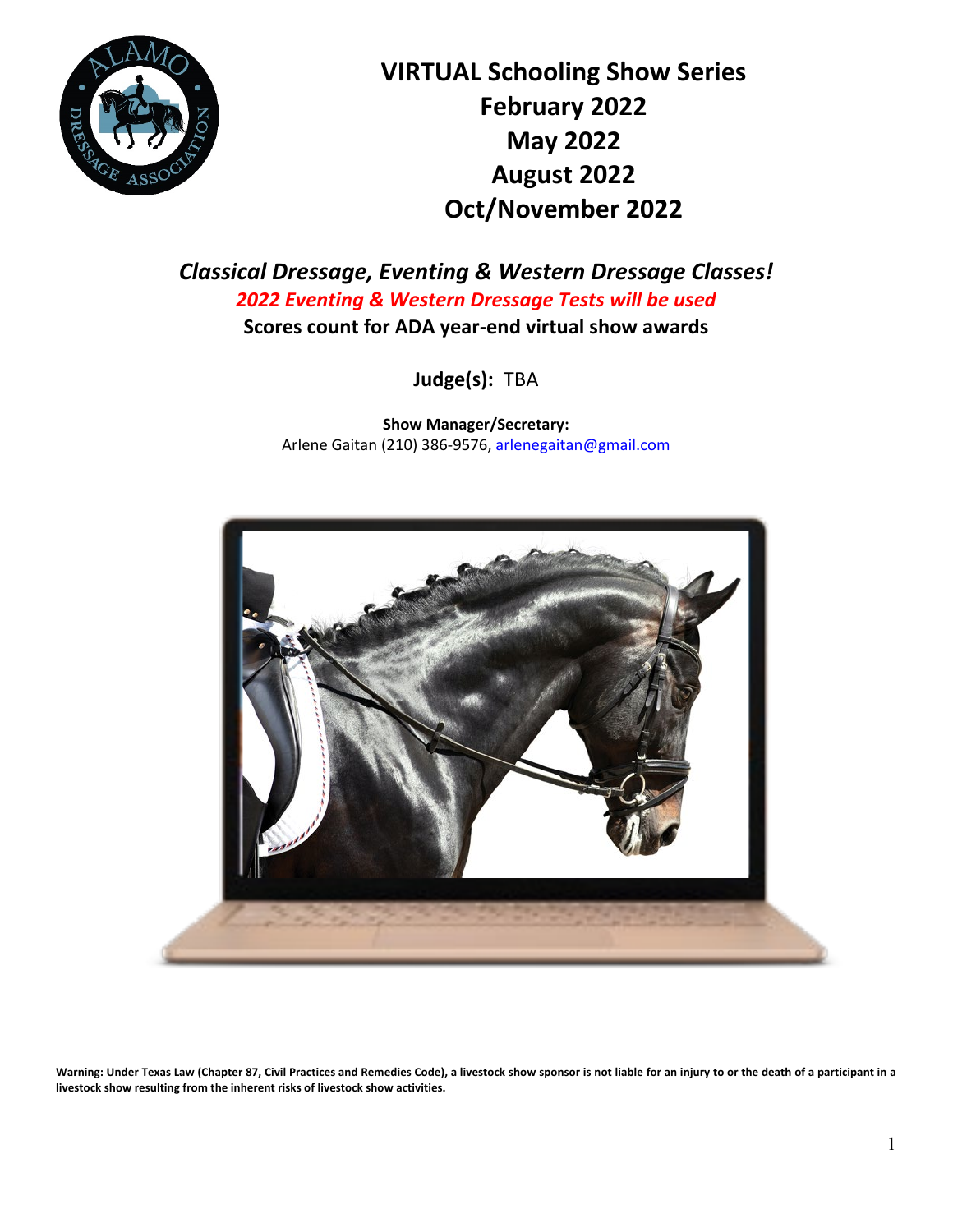# VIRTUAL Schooling Show Series

## February 2022
## May 2022
## August 2022
## Oct/November 2022

### *Classical Dressage, Eventing & Western Dressage Classes!*

***2022 Eventing & Western Dressage Tests will be used***

**Scores count for ADA year-end virtual show awards**

**Judge(s):** TBA

**Show Manager/Secretary:**
Arlene Gaitan (210) 386-9576, arlenegaitan@gmail.com

**Warning: Under Texas Law (Chapter 87, Civil Practices and Remedies Code), a livestock show sponsor is not liable for an injury to or the death of a participant in a livestock show resulting from the inherent risks of livestock show activities.**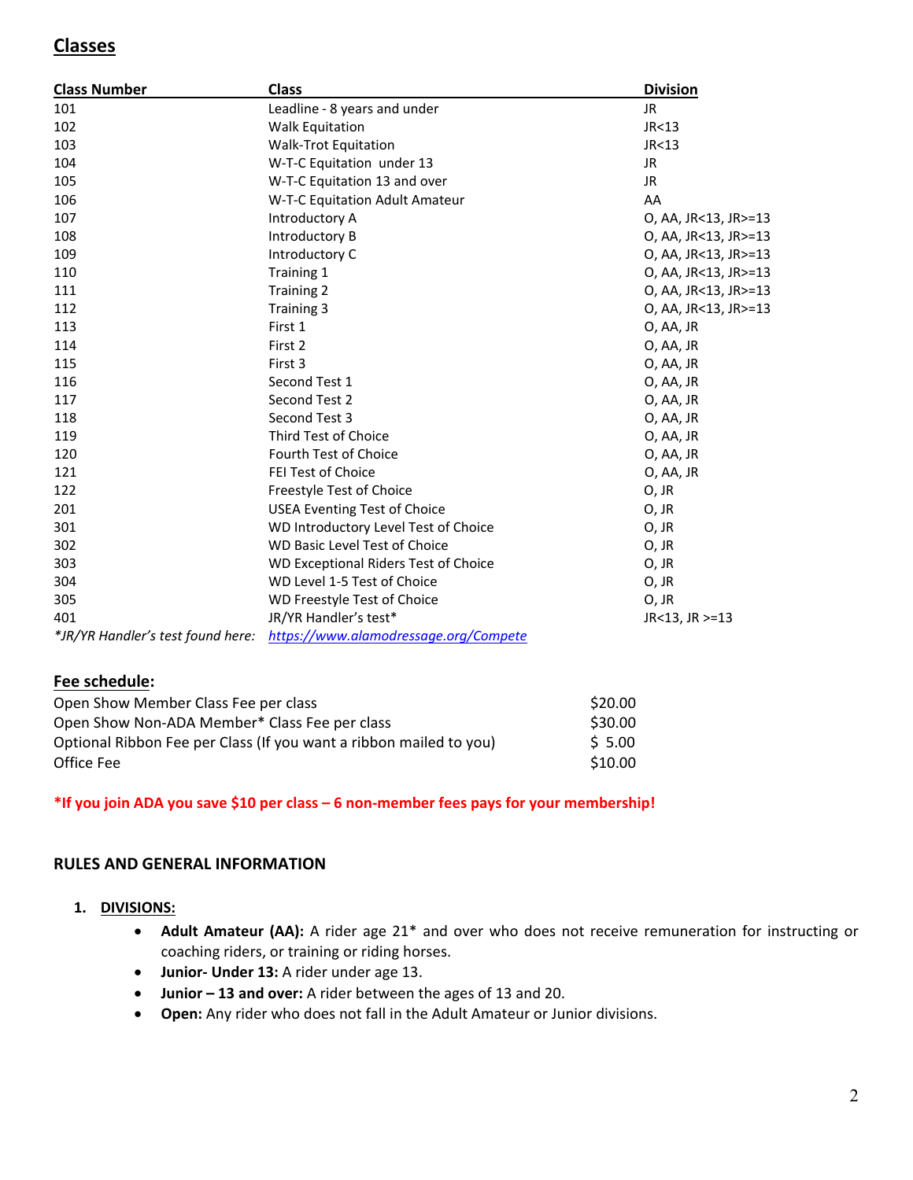## Classes

| Class Number | Class | Division |
|---|---|---|
| 101 | Leadline - 8 years and under | JR |
| 102 | Walk Equitation | JR<13 |
| 103 | Walk-Trot Equitation | JR<13 |
| 104 | W-T-C Equitation under 13 | JR |
| 105 | W-T-C Equitation 13 and over | JR |
| 106 | W-T-C Equitation Adult Amateur | AA |
| 107 | Introductory A | O, AA, JR<13, JR>=13 |
| 108 | Introductory B | O, AA, JR<13, JR>=13 |
| 109 | Introductory C | O, AA, JR<13, JR>=13 |
| 110 | Training 1 | O, AA, JR<13, JR>=13 |
| 111 | Training 2 | O, AA, JR<13, JR>=13 |
| 112 | Training 3 | O, AA, JR<13, JR>=13 |
| 113 | First 1 | O, AA, JR |
| 114 | First 2 | O, AA, JR |
| 115 | First 3 | O, AA, JR |
| 116 | Second Test 1 | O, AA, JR |
| 117 | Second Test 2 | O, AA, JR |
| 118 | Second Test 3 | O, AA, JR |
| 119 | Third Test of Choice | O, AA, JR |
| 120 | Fourth Test of Choice | O, AA, JR |
| 121 | FEI Test of Choice | O, AA, JR |
| 122 | Freestyle Test of Choice | O, JR |
| 201 | USEA Eventing Test of Choice | O, JR |
| 301 | WD Introductory Level Test of Choice | O, JR |
| 302 | WD Basic Level Test of Choice | O, JR |
| 303 | WD Exceptional Riders Test of Choice | O, JR |
| 304 | WD Level 1-5 Test of Choice | O, JR |
| 305 | WD Freestyle Test of Choice | O, JR |
| 401 | JR/YR Handler's test* | JR<13, JR >=13 |

*\*JR/YR Handler's test found here:* https://www.alamodressage.org/Compete

## Fee schedule:

| | |
|---|---|
| Open Show Member Class Fee per class | $20.00 |
| Open Show Non-ADA Member* Class Fee per class | $30.00 |
| Optional Ribbon Fee per Class (If you want a ribbon mailed to you) | $ 5.00 |
| Office Fee | $10.00 |

**\*If you join ADA you save $10 per class – 6 non-member fees pays for your membership!**

### RULES AND GENERAL INFORMATION

1. **DIVISIONS:**
   - **Adult Amateur (AA):** A rider age 21* and over who does not receive remuneration for instructing or coaching riders, or training or riding horses.
   - **Junior- Under 13:** A rider under age 13.
   - **Junior – 13 and over:** A rider between the ages of 13 and 20.
   - **Open:** Any rider who does not fall in the Adult Amateur or Junior divisions.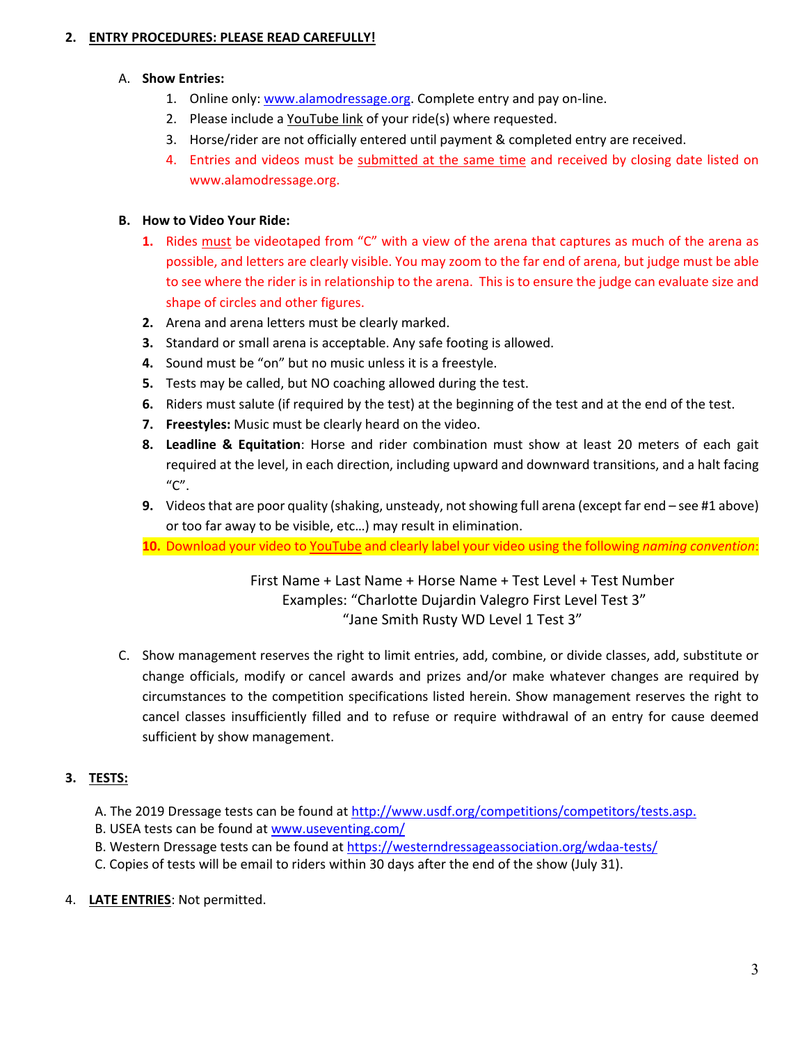## 2. ENTRY PROCEDURES: PLEASE READ CAREFULLY!

A. **Show Entries:**

1. Online only: www.alamodressage.org. Complete entry and pay on-line.
2. Please include a YouTube link of your ride(s) where requested.
3. Horse/rider are not officially entered until payment & completed entry are received.
4. Entries and videos must be submitted at the same time and received by closing date listed on www.alamodressage.org.

**B. How to Video Your Ride:**

1. Rides must be videotaped from "C" with a view of the arena that captures as much of the arena as possible, and letters are clearly visible. You may zoom to the far end of arena, but judge must be able to see where the rider is in relationship to the arena. This is to ensure the judge can evaluate size and shape of circles and other figures.
2. Arena and arena letters must be clearly marked.
3. Standard or small arena is acceptable. Any safe footing is allowed.
4. Sound must be "on" but no music unless it is a freestyle.
5. Tests may be called, but NO coaching allowed during the test.
6. Riders must salute (if required by the test) at the beginning of the test and at the end of the test.
7. **Freestyles:** Music must be clearly heard on the video.
8. **Leadline & Equitation**: Horse and rider combination must show at least 20 meters of each gait required at the level, in each direction, including upward and downward transitions, and a halt facing "C".
9. Videos that are poor quality (shaking, unsteady, not showing full arena (except far end – see #1 above) or too far away to be visible, etc…) may result in elimination.
10. Download your video to YouTube and clearly label your video using the following *naming convention*:

First Name + Last Name + Horse Name + Test Level + Test Number
Examples: "Charlotte Dujardin Valegro First Level Test 3"
"Jane Smith Rusty WD Level 1 Test 3"

C. Show management reserves the right to limit entries, add, combine, or divide classes, add, substitute or change officials, modify or cancel awards and prizes and/or make whatever changes are required by circumstances to the competition specifications listed herein. Show management reserves the right to cancel classes insufficiently filled and to refuse or require withdrawal of an entry for cause deemed sufficient by show management.

## 3. TESTS:

A. The 2019 Dressage tests can be found at http://www.usdf.org/competitions/competitors/tests.asp.
B. USEA tests can be found at www.useventing.com/
B. Western Dressage tests can be found at https://westerndressageassociation.org/wdaa-tests/
C. Copies of tests will be email to riders within 30 days after the end of the show (July 31).

4. **LATE ENTRIES**: Not permitted.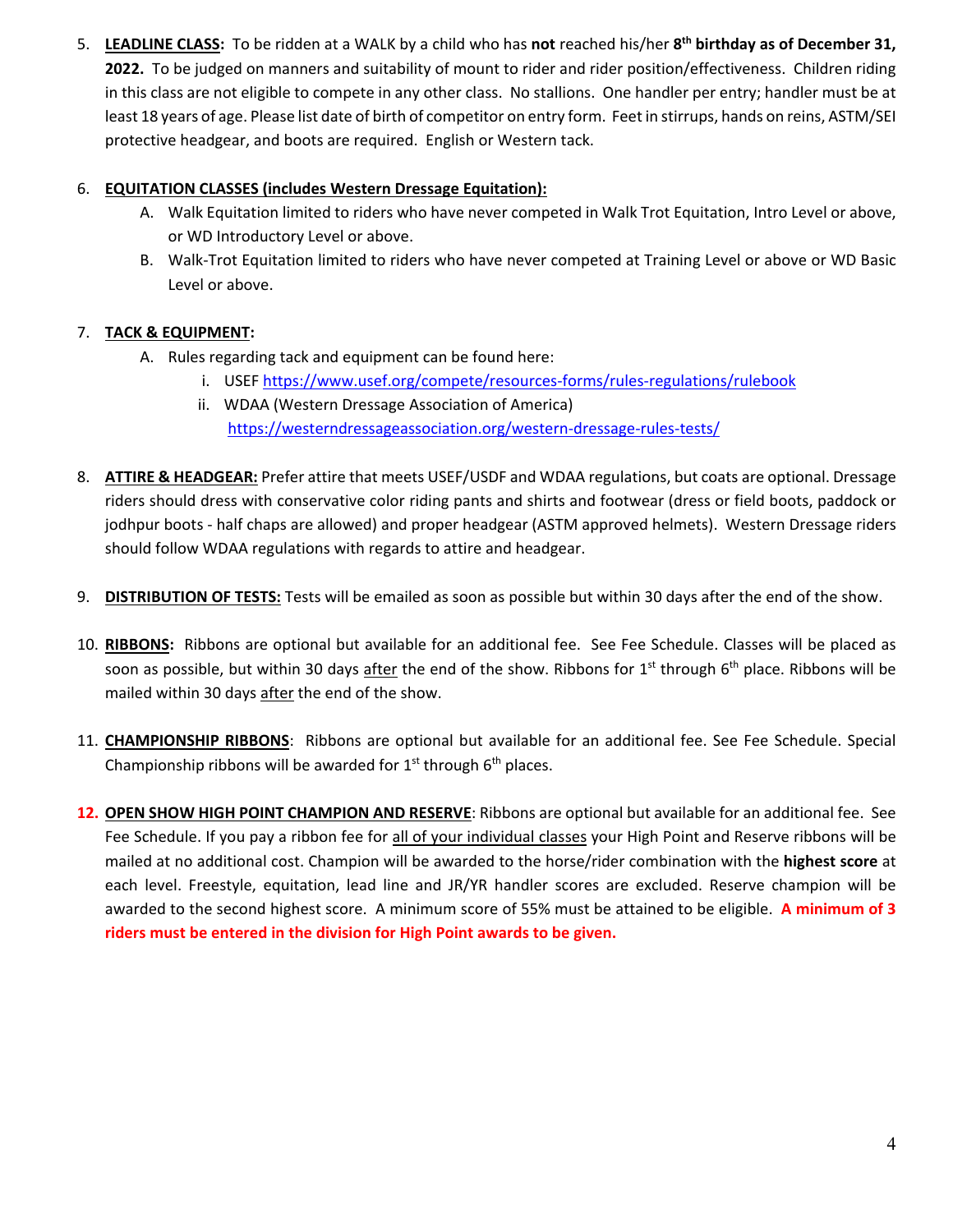5. **LEADLINE CLASS:** To be ridden at a WALK by a child who has **not** reached his/her **8th birthday as of December 31, 2022.** To be judged on manners and suitability of mount to rider and rider position/effectiveness. Children riding in this class are not eligible to compete in any other class. No stallions. One handler per entry; handler must be at least 18 years of age. Please list date of birth of competitor on entry form. Feet in stirrups, hands on reins, ASTM/SEI protective headgear, and boots are required. English or Western tack.

6. **EQUITATION CLASSES (includes Western Dressage Equitation):**
   - A. Walk Equitation limited to riders who have never competed in Walk Trot Equitation, Intro Level or above, or WD Introductory Level or above.
   - B. Walk-Trot Equitation limited to riders who have never competed at Training Level or above or WD Basic Level or above.

7. **TACK & EQUIPMENT:**
   - A. Rules regarding tack and equipment can be found here:
     - i. USEF https://www.usef.org/compete/resources-forms/rules-regulations/rulebook
     - ii. WDAA (Western Dressage Association of America) https://westerndressageassociation.org/western-dressage-rules-tests/

8. **ATTIRE & HEADGEAR:** Prefer attire that meets USEF/USDF and WDAA regulations, but coats are optional. Dressage riders should dress with conservative color riding pants and shirts and footwear (dress or field boots, paddock or jodhpur boots - half chaps are allowed) and proper headgear (ASTM approved helmets). Western Dressage riders should follow WDAA regulations with regards to attire and headgear.

9. **DISTRIBUTION OF TESTS:** Tests will be emailed as soon as possible but within 30 days after the end of the show.

10. **RIBBONS:** Ribbons are optional but available for an additional fee. See Fee Schedule. Classes will be placed as soon as possible, but within 30 days after the end of the show. Ribbons for 1st through 6th place. Ribbons will be mailed within 30 days after the end of the show.

11. **CHAMPIONSHIP RIBBONS**: Ribbons are optional but available for an additional fee. See Fee Schedule. Special Championship ribbons will be awarded for 1st through 6th places.

12. **OPEN SHOW HIGH POINT CHAMPION AND RESERVE**: Ribbons are optional but available for an additional fee. See Fee Schedule. If you pay a ribbon fee for all of your individual classes your High Point and Reserve ribbons will be mailed at no additional cost. Champion will be awarded to the horse/rider combination with the **highest score** at each level. Freestyle, equitation, lead line and JR/YR handler scores are excluded. Reserve champion will be awarded to the second highest score. A minimum score of 55% must be attained to be eligible. **A minimum of 3 riders must be entered in the division for High Point awards to be given.**